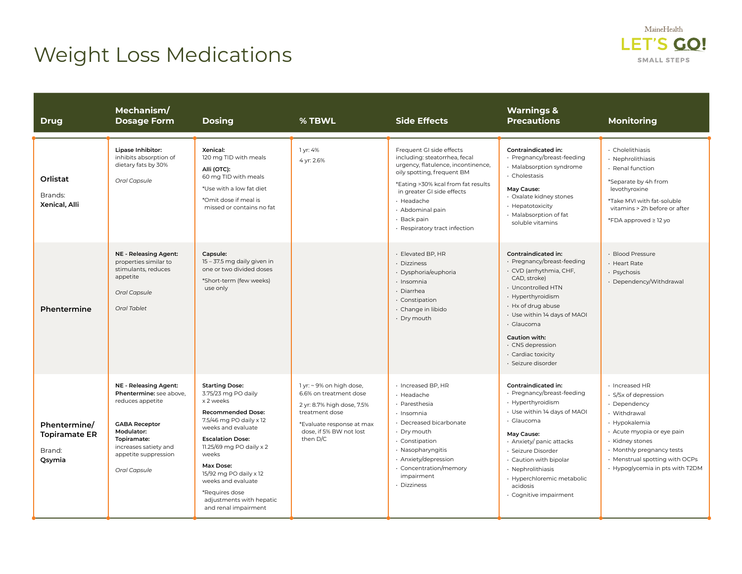# Weight Loss Medications

| Drug | Mechanism/ Dosage Form | Dosing | % TBWL | Side Effects | Warnings & Precautions | Monitoring |
|---|---|---|---|---|---|---|
| **Orlistat**<br><br>Brands:<br>**Xenical, Alli** | **Lipase Inhibitor:** inhibits absorption of dietary fats by 30%<br><br>*Oral Capsule* | **Xenical:** 120 mg TID with meals<br>**Alli (OTC):** 60 mg TID with meals<br>*Use with a low fat diet<br>*Omit dose if meal is missed or contains no fat | 1 yr: 4%<br>4 yr: 2.6% | Frequent GI side effects including: steatorrhea, fecal urgency, flatulence, incontinence, oily spotting, frequent BM<br>*Eating >30% kcal from fat results in greater GI side effects<br>• Headache<br>• Abdominal pain<br>• Back pain<br>• Respiratory tract infection | **Contraindicated in:**<br>• Pregnancy/breast-feeding<br>• Malabsorption syndrome<br>• Cholestasis<br>**May Cause:**<br>• Oxalate kidney stones<br>• Hepatotoxicity<br>• Malabsorption of fat soluble vitamins | • Cholelithiasis<br>• Nephrolithiasis<br>• Renal function<br>*Separate by 4h from levothyroxine<br>*Take MVI with fat-soluble vitamins > 2h before or after<br>*FDA approved ≥ 12 yo |
| **Phentermine** | **NE - Releasing Agent:** properties similar to stimulants, reduces appetite<br><br>*Oral Capsule*<br><br>*Oral Tablet* | **Capsule:** 15 – 37.5 mg daily given in one or two divided doses<br>*Short-term (few weeks) use only | | • Elevated BP, HR<br>• Dizziness<br>• Dysphoria/euphoria<br>• Insomnia<br>• Diarrhea<br>• Constipation<br>• Change in libido<br>• Dry mouth | **Contraindicated in:**<br>• Pregnancy/breast-feeding<br>• CVD (arrhythmia, CHF, CAD, stroke)<br>• Uncontrolled HTN<br>• Hyperthyroidism<br>• Hx of drug abuse<br>• Use within 14 days of MAOI<br>• Glaucoma<br>**Caution with:**<br>• CNS depression<br>• Cardiac toxicity<br>• Seizure disorder | • Blood Pressure<br>• Heart Rate<br>• Psychosis<br>• Dependency/Withdrawal |
| **Phentermine/ Topiramate ER**<br><br>Brand:<br>**Qsymia** | **NE - Releasing Agent: Phentermine:** see above, reduces appetite<br><br>**GABA Receptor Modulator: Topiramate:** increases satiety and appetite suppression<br><br>*Oral Capsule* | **Starting Dose:** 3.75/23 mg PO daily x 2 weeks<br>**Recommended Dose:** 7.5/46 mg PO daily x 12 weeks and evaluate<br>**Escalation Dose:** 11.25/69 mg PO daily x 2 weeks<br>**Max Dose:** 15/92 mg PO daily x 12 weeks and evaluate<br>*Requires dose adjustments with hepatic and renal impairment | 1 yr: ~ 9% on high dose, 6.6% on treatment dose<br>2 yr: 8.7% high dose, 7.5% treatment dose<br>*Evaluate response at max dose, if 5% BW not lost then D/C | • Increased BP, HR<br>• Headache<br>• Paresthesia<br>• Insomnia<br>• Decreased bicarbonate<br>• Dry mouth<br>• Constipation<br>• Nasopharyngitis<br>• Anxiety/depression<br>• Concentration/memory impairment<br>• Dizziness | **Contraindicated in:**<br>• Pregnancy/breast-feeding<br>• Hyperthyroidism<br>• Use within 14 days of MAOI<br>• Glaucoma<br>**May Cause:**<br>• Anxiety/ panic attacks<br>• Seizure Disorder<br>• Caution with bipolar<br>• Nephrolithiasis<br>• Hyperchloremic metabolic acidosis<br>• Cognitive impairment | • Increased HR<br>• S/Sx of depression<br>• Dependency<br>• Withdrawal<br>• Hypokalemia<br>• Acute myopia or eye pain<br>• Kidney stones<br>• Monthly pregnancy tests<br>• Menstrual spotting with OCPs<br>• Hypoglycemia in pts with T2DM |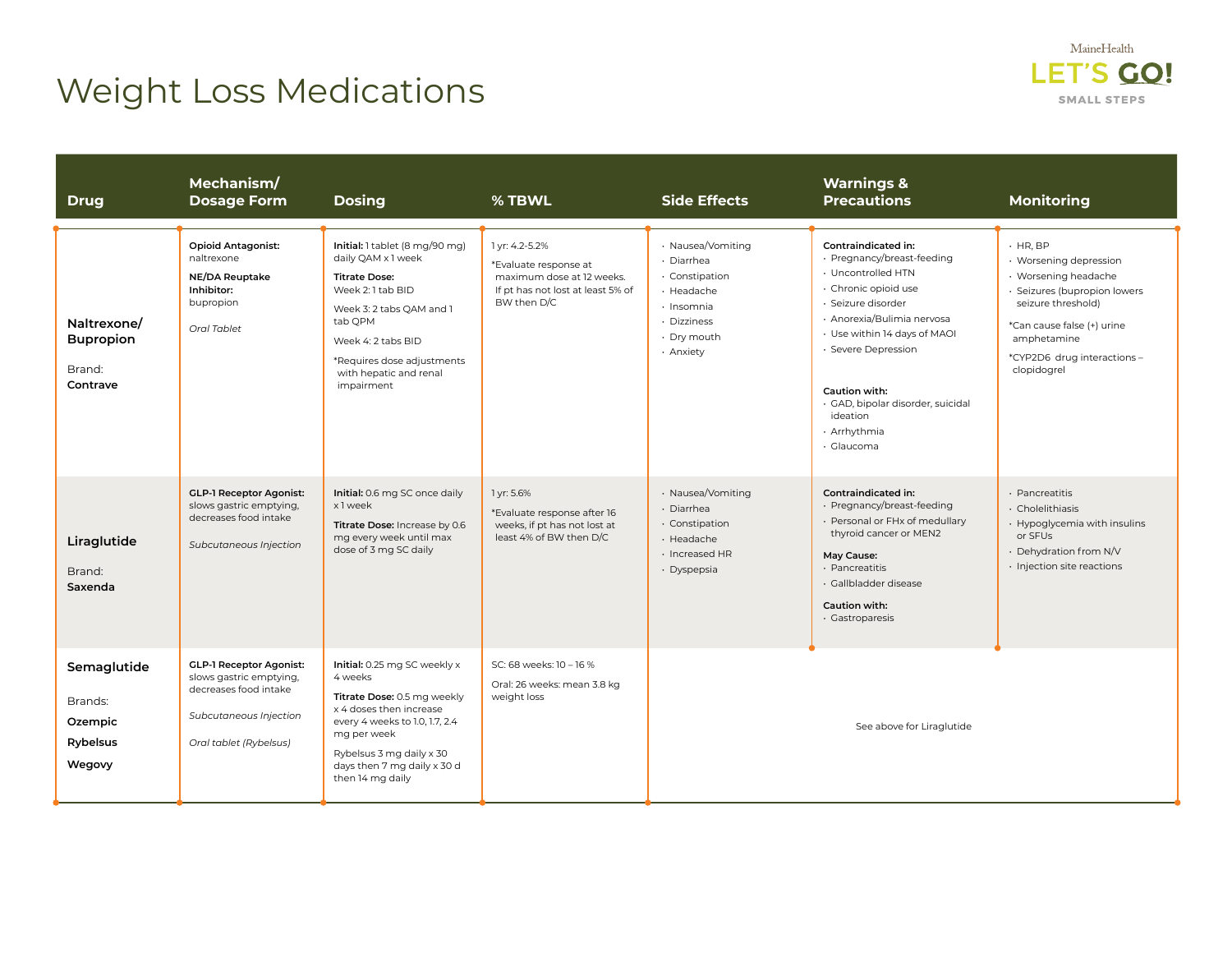# Weight Loss Medications

| Drug | Mechanism/ Dosage Form | Dosing | % TBWL | Side Effects | Warnings & Precautions | Monitoring |
|---|---|---|---|---|---|---|
| **Naltrexone/ Bupropion**<br><br>Brand:<br>**Contrave** | **Opioid Antagonist:** naltrexone<br><br>**NE/DA Reuptake Inhibitor:** bupropion<br><br>*Oral Tablet* | **Initial:** 1 tablet (8 mg/90 mg) daily QAM x 1 week<br><br>**Titrate Dose:**<br>Week 2: 1 tab BID<br>Week 3: 2 tabs QAM and 1 tab QPM<br>Week 4: 2 tabs BID<br><br>*Requires dose adjustments with hepatic and renal impairment | 1 yr: 4.2-5.2%<br><br>*Evaluate response at maximum dose at 12 weeks. If pt has not lost at least 5% of BW then D/C | • Nausea/Vomiting<br>• Diarrhea<br>• Constipation<br>• Headache<br>• Insomnia<br>• Dizziness<br>• Dry mouth<br>• Anxiety | **Contraindicated in:**<br>• Pregnancy/breast-feeding<br>• Uncontrolled HTN<br>• Chronic opioid use<br>• Seizure disorder<br>• Anorexia/Bulimia nervosa<br>• Use within 14 days of MAOI<br>• Severe Depression<br><br>**Caution with:**<br>• GAD, bipolar disorder, suicidal ideation<br>• Arrhythmia<br>• Glaucoma | • HR, BP<br>• Worsening depression<br>• Worsening headache<br>• Seizures (bupropion lowers seizure threshold)<br><br>*Can cause false (+) urine amphetamine<br><br>*CYP2D6 drug interactions – clopidogrel |
| **Liraglutide**<br><br>Brand:<br>**Saxenda** | **GLP-1 Receptor Agonist:** slows gastric emptying, decreases food intake<br><br>*Subcutaneous Injection* | **Initial:** 0.6 mg SC once daily x 1 week<br><br>**Titrate Dose:** Increase by 0.6 mg every week until max dose of 3 mg SC daily | 1 yr: 5.6%<br><br>*Evaluate response after 16 weeks, if pt has not lost at least 4% of BW then D/C | • Nausea/Vomiting<br>• Diarrhea<br>• Constipation<br>• Headache<br>• Increased HR<br>• Dyspepsia | **Contraindicated in:**<br>• Pregnancy/breast-feeding<br>• Personal or FHx of medullary thyroid cancer or MEN2<br><br>**May Cause:**<br>• Pancreatitis<br>• Gallbladder disease<br><br>**Caution with:**<br>• Gastroparesis | • Pancreatitis<br>• Cholelithiasis<br>• Hypoglycemia with insulins or SFUs<br>• Dehydration from N/V<br>• Injection site reactions |
| **Semaglutide**<br><br>Brands:<br>**Ozempic**<br>**Rybelsus**<br>**Wegovy** | **GLP-1 Receptor Agonist:** slows gastric emptying, decreases food intake<br><br>*Subcutaneous Injection*<br><br>*Oral tablet (Rybelsus)* | **Initial:** 0.25 mg SC weekly x 4 weeks<br><br>**Titrate Dose:** 0.5 mg weekly x 4 doses then increase every 4 weeks to 1.0, 1.7, 2.4 mg per week<br><br>Rybelsus 3 mg daily x 30 days then 7 mg daily x 30 d then 14 mg daily | SC: 68 weeks: 10 – 16 %<br><br>Oral: 26 weeks: mean 3.8 kg weight loss | See above for Liraglutide | | |